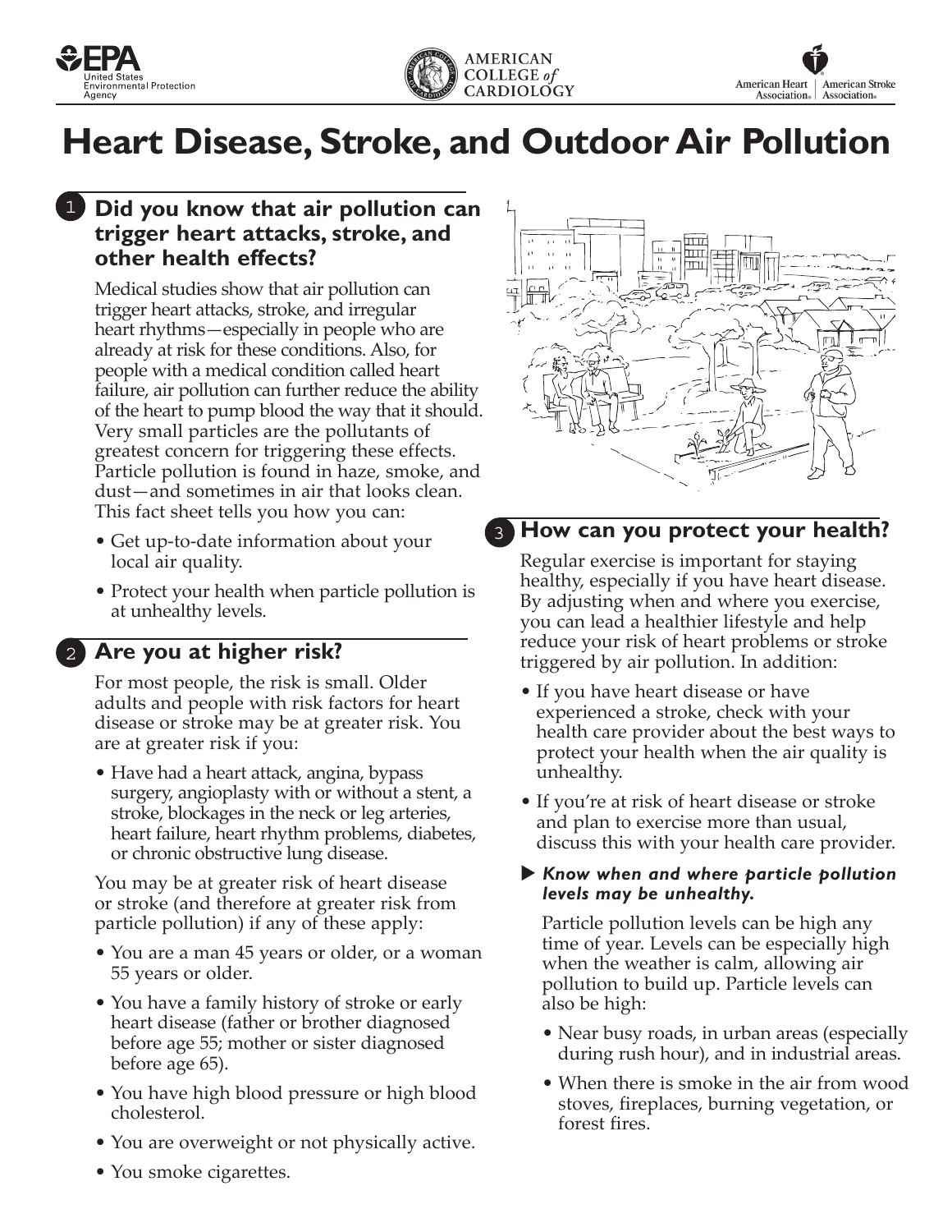# Heart Disease, Stroke, and Outdoor Air Pollution

## 1 Did you know that air pollution can trigger heart attacks, stroke, and other health effects?

Medical studies show that air pollution can trigger heart attacks, stroke, and irregular heart rhythms—especially in people who are already at risk for these conditions. Also, for people with a medical condition called heart failure, air pollution can further reduce the ability of the heart to pump blood the way that it should. Very small particles are the pollutants of greatest concern for triggering these effects. Particle pollution is found in haze, smoke, and dust—and sometimes in air that looks clean. This fact sheet tells you how you can:

- Get up-to-date information about your local air quality.
- Protect your health when particle pollution is at unhealthy levels.

## 2 Are you at higher risk?

For most people, the risk is small. Older adults and people with risk factors for heart disease or stroke may be at greater risk. You are at greater risk if you:

- Have had a heart attack, angina, bypass surgery, angioplasty with or without a stent, a stroke, blockages in the neck or leg arteries, heart failure, heart rhythm problems, diabetes, or chronic obstructive lung disease.

You may be at greater risk of heart disease or stroke (and therefore at greater risk from particle pollution) if any of these apply:

- You are a man 45 years or older, or a woman 55 years or older.
- You have a family history of stroke or early heart disease (father or brother diagnosed before age 55; mother or sister diagnosed before age 65).
- You have high blood pressure or high blood cholesterol.
- You are overweight or not physically active.
- You smoke cigarettes.

## 3 How can you protect your health?

Regular exercise is important for staying healthy, especially if you have heart disease. By adjusting when and where you exercise, you can lead a healthier lifestyle and help reduce your risk of heart problems or stroke triggered by air pollution. In addition:

- If you have heart disease or have experienced a stroke, check with your health care provider about the best ways to protect your health when the air quality is unhealthy.
- If you're at risk of heart disease or stroke and plan to exercise more than usual, discuss this with your health care provider.

▶ ***Know when and where particle pollution levels may be unhealthy.***

Particle pollution levels can be high any time of year. Levels can be especially high when the weather is calm, allowing air pollution to build up. Particle levels can also be high:

- Near busy roads, in urban areas (especially during rush hour), and in industrial areas.
- When there is smoke in the air from wood stoves, fireplaces, burning vegetation, or forest fires.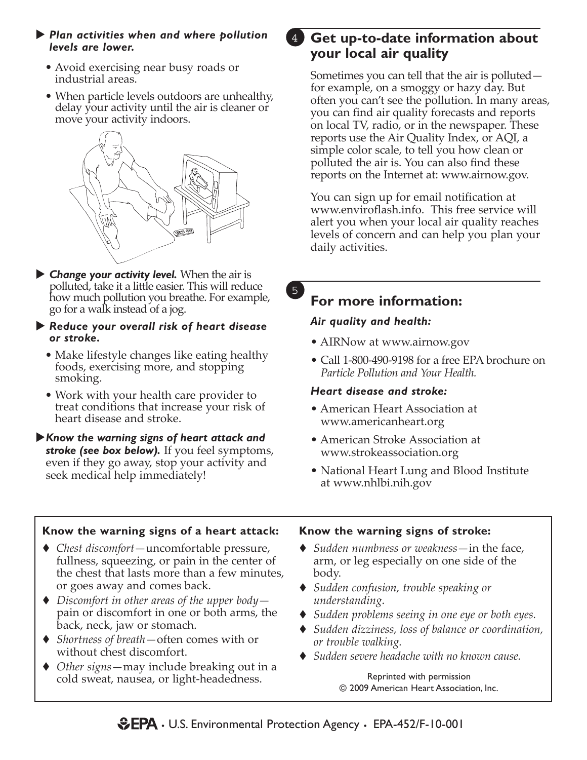- ***Plan activities when and where pollution levels are lower.***
  - Avoid exercising near busy roads or industrial areas.
  - When particle levels outdoors are unhealthy, delay your activity until the air is cleaner or move your activity indoors.

- ***Change your activity level.*** When the air is polluted, take it a little easier. This will reduce how much pollution you breathe. For example, go for a walk instead of a jog.

- ***Reduce your overall risk of heart disease or stroke.***
  - Make lifestyle changes like eating healthy foods, exercising more, and stopping smoking.
  - Work with your health care provider to treat conditions that increase your risk of heart disease and stroke.

- ***Know the warning signs of heart attack and stroke (see box below).*** If you feel symptoms, even if they go away, stop your activity and seek medical help immediately!

## 4 Get up-to-date information about your local air quality

Sometimes you can tell that the air is polluted—for example, on a smoggy or hazy day. But often you can't see the pollution. In many areas, you can find air quality forecasts and reports on local TV, radio, or in the newspaper. These reports use the Air Quality Index, or AQI, a simple color scale, to tell you how clean or polluted the air is. You can also find these reports on the Internet at: www.airnow.gov.

You can sign up for email notification at www.enviroflash.info. This free service will alert you when your local air quality reaches levels of concern and can help you plan your daily activities.

## 5 For more information:

***Air quality and health:***

- AIRNow at www.airnow.gov
- Call 1-800-490-9198 for a free EPA brochure on *Particle Pollution and Your Health.*

***Heart disease and stroke:***

- American Heart Association at www.americanheart.org
- American Stroke Association at www.strokeassociation.org
- National Heart Lung and Blood Institute at www.nhlbi.nih.gov

**Know the warning signs of a heart attack:**

- *Chest discomfort*—uncomfortable pressure, fullness, squeezing, or pain in the center of the chest that lasts more than a few minutes, or goes away and comes back.
- *Discomfort in other areas of the upper body*—pain or discomfort in one or both arms, the back, neck, jaw or stomach.
- *Shortness of breath*—often comes with or without chest discomfort.
- *Other signs*—may include breaking out in a cold sweat, nausea, or light-headedness.

**Know the warning signs of stroke:**

- *Sudden numbness or weakness*—in the face, arm, or leg especially on one side of the body.
- *Sudden confusion, trouble speaking or understanding.*
- *Sudden problems seeing in one eye or both eyes.*
- *Sudden dizziness, loss of balance or coordination, or trouble walking.*
- *Sudden severe headache with no known cause.*

Reprinted with permission
© 2009 American Heart Association, Inc.

EPA • U.S. Environmental Protection Agency • EPA-452/F-10-001